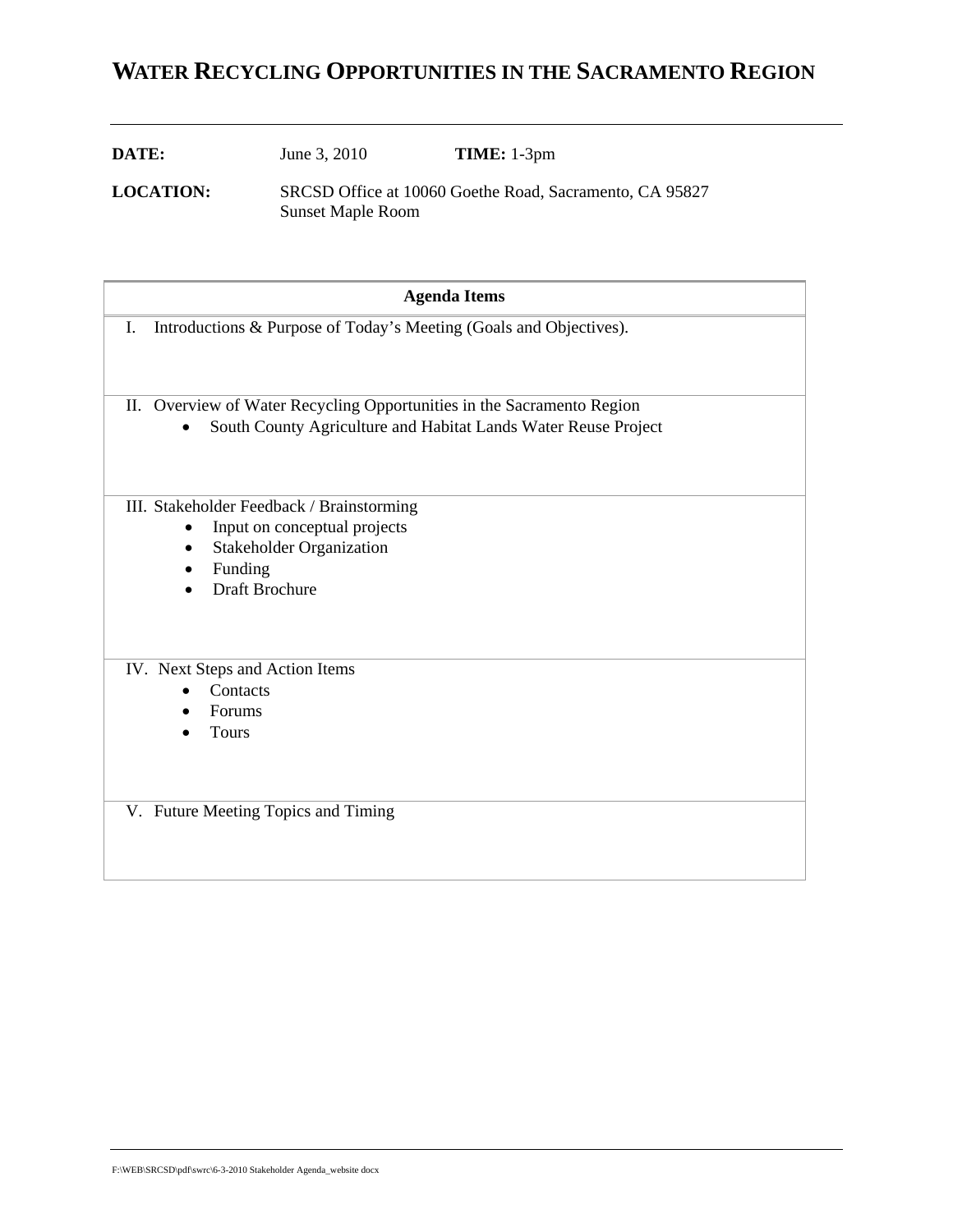# WATER RECYCLING OPPORTUNITIES IN THE SACRAMENTO REGION

**DATE:** June 3, 2010 **TIME:** 1-3pm

**LOCATION:** SRCSD Office at 10060 Goethe Road, Sacramento, CA 95827
Sunset Maple Room

| Agenda Items |
| --- |
| I. Introductions & Purpose of Today's Meeting (Goals and Objectives). |
| II. Overview of Water Recycling Opportunities in the Sacramento Region<br>• South County Agriculture and Habitat Lands Water Reuse Project |
| III. Stakeholder Feedback / Brainstorming<br>• Input on conceptual projects<br>• Stakeholder Organization<br>• Funding<br>• Draft Brochure |
| IV. Next Steps and Action Items<br>• Contacts<br>• Forums<br>• Tours |
| V. Future Meeting Topics and Timing |

F:\WEB\SRCSD\pdf\swrc\6-3-2010 Stakeholder Agenda_website docx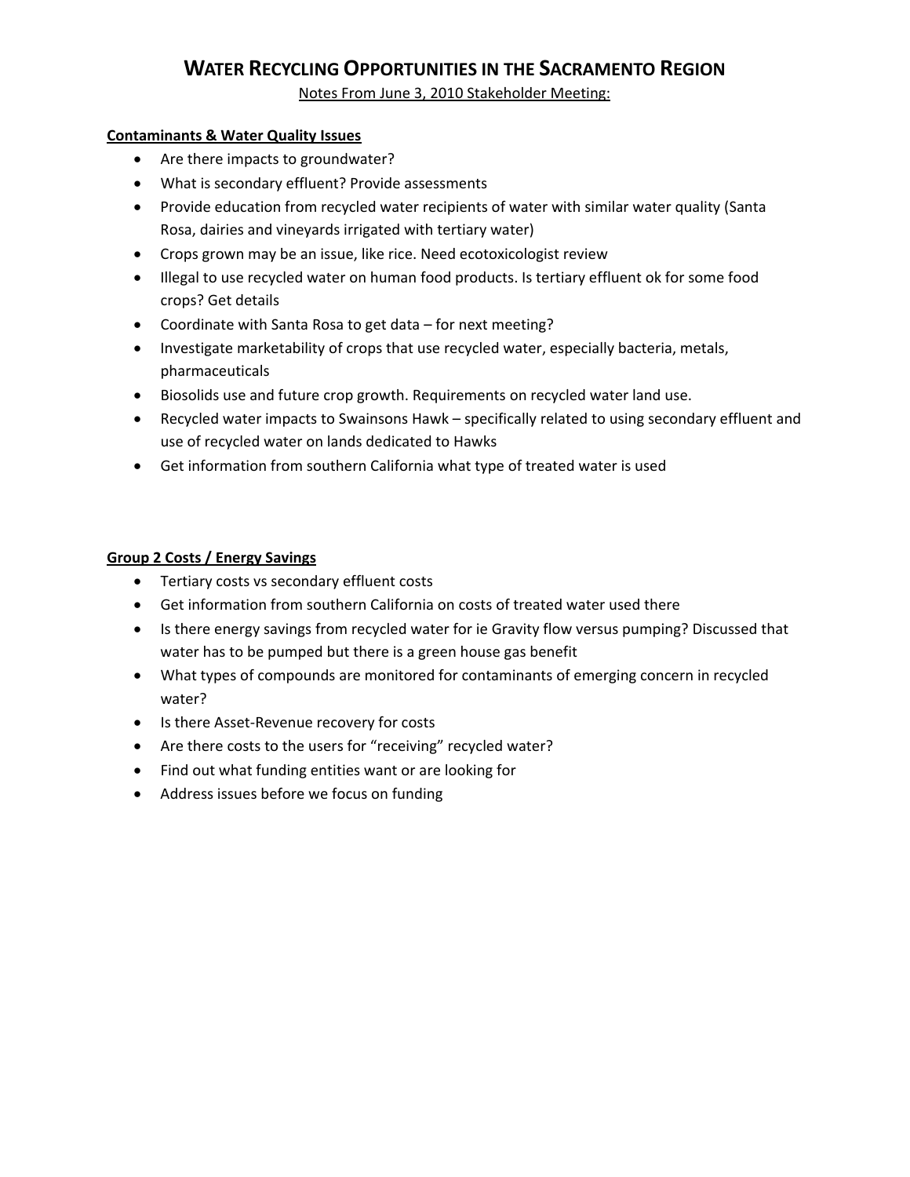# Water Recycling Opportunities in the Sacramento Region

Notes From June 3, 2010 Stakeholder Meeting:

**Contaminants & Water Quality Issues**

- Are there impacts to groundwater?
- What is secondary effluent? Provide assessments
- Provide education from recycled water recipients of water with similar water quality (Santa Rosa, dairies and vineyards irrigated with tertiary water)
- Crops grown may be an issue, like rice. Need ecotoxicologist review
- Illegal to use recycled water on human food products. Is tertiary effluent ok for some food crops? Get details
- Coordinate with Santa Rosa to get data – for next meeting?
- Investigate marketability of crops that use recycled water, especially bacteria, metals, pharmaceuticals
- Biosolids use and future crop growth. Requirements on recycled water land use.
- Recycled water impacts to Swainsons Hawk – specifically related to using secondary effluent and use of recycled water on lands dedicated to Hawks
- Get information from southern California what type of treated water is used

**Group 2 Costs / Energy Savings**

- Tertiary costs vs secondary effluent costs
- Get information from southern California on costs of treated water used there
- Is there energy savings from recycled water for ie Gravity flow versus pumping? Discussed that water has to be pumped but there is a green house gas benefit
- What types of compounds are monitored for contaminants of emerging concern in recycled water?
- Is there Asset-Revenue recovery for costs
- Are there costs to the users for "receiving" recycled water?
- Find out what funding entities want or are looking for
- Address issues before we focus on funding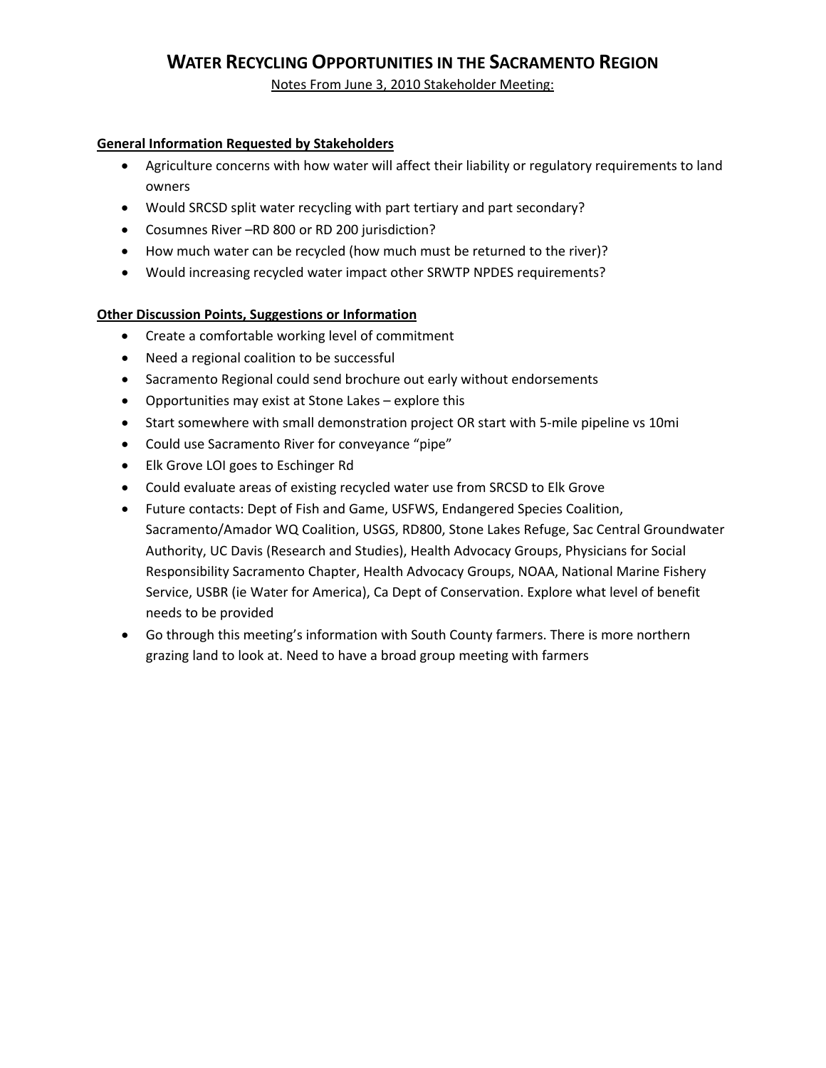# WATER RECYCLING OPPORTUNITIES IN THE SACRAMENTO REGION

Notes From June 3, 2010 Stakeholder Meeting:

**General Information Requested by Stakeholders**

- Agriculture concerns with how water will affect their liability or regulatory requirements to land owners
- Would SRCSD split water recycling with part tertiary and part secondary?
- Cosumnes River –RD 800 or RD 200 jurisdiction?
- How much water can be recycled (how much must be returned to the river)?
- Would increasing recycled water impact other SRWTP NPDES requirements?

**Other Discussion Points, Suggestions or Information**

- Create a comfortable working level of commitment
- Need a regional coalition to be successful
- Sacramento Regional could send brochure out early without endorsements
- Opportunities may exist at Stone Lakes – explore this
- Start somewhere with small demonstration project OR start with 5-mile pipeline vs 10mi
- Could use Sacramento River for conveyance "pipe"
- Elk Grove LOI goes to Eschinger Rd
- Could evaluate areas of existing recycled water use from SRCSD to Elk Grove
- Future contacts: Dept of Fish and Game, USFWS, Endangered Species Coalition, Sacramento/Amador WQ Coalition, USGS, RD800, Stone Lakes Refuge, Sac Central Groundwater Authority, UC Davis (Research and Studies), Health Advocacy Groups, Physicians for Social Responsibility Sacramento Chapter, Health Advocacy Groups, NOAA, National Marine Fishery Service, USBR (ie Water for America), Ca Dept of Conservation. Explore what level of benefit needs to be provided
- Go through this meeting's information with South County farmers. There is more northern grazing land to look at. Need to have a broad group meeting with farmers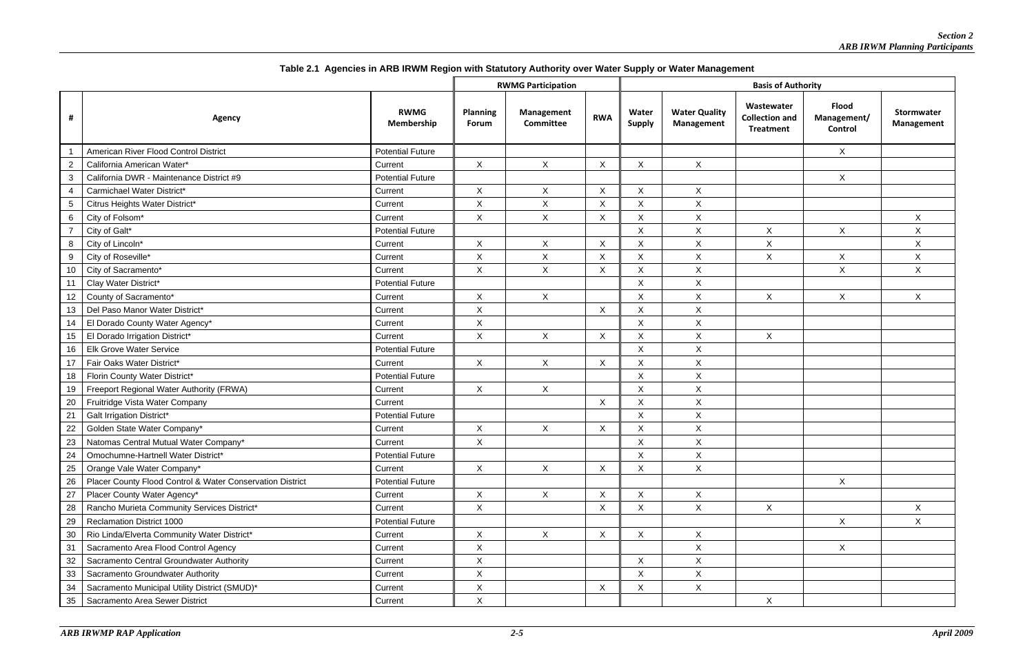**Table 2.1 Agencies in ARB IRWM Region with Statutory Authority over Water Supply or Water Management**

| # | Agency | RWMG Membership | RWMG Participation | | | Basis of Authority | | | | |
|---|---|---|---|---|---|---|---|---|---|---|
| | | | Planning Forum | Management Committee | RWA | Water Supply | Water Quality Management | Wastewater Collection and Treatment | Flood Management/ Control | Stormwater Management |
| 1 | American River Flood Control District | Potential Future | | | | | | | X | |
| 2 | California American Water* | Current | X | X | X | X | X | | | |
| 3 | California DWR - Maintenance District #9 | Potential Future | | | | | | | X | |
| 4 | Carmichael Water District* | Current | X | X | X | X | X | | | |
| 5 | Citrus Heights Water District* | Current | X | X | X | X | X | | | |
| 6 | City of Folsom* | Current | X | X | X | X | X | | | X |
| 7 | City of Galt* | Potential Future | | | | X | X | X | X | X |
| 8 | City of Lincoln* | Current | X | X | X | X | X | X | | X |
| 9 | City of Roseville* | Current | X | X | X | X | X | X | X | X |
| 10 | City of Sacramento* | Current | X | X | X | X | X | | X | X |
| 11 | Clay Water District* | Potential Future | | | | X | X | | | |
| 12 | County of Sacramento* | Current | X | X | | X | X | X | X | X |
| 13 | Del Paso Manor Water District* | Current | X | | X | X | X | | | |
| 14 | El Dorado County Water Agency* | Current | X | | | X | X | | | |
| 15 | El Dorado Irrigation District* | Current | X | X | X | X | X | X | | |
| 16 | Elk Grove Water Service | Potential Future | | | | X | X | | | |
| 17 | Fair Oaks Water District* | Current | X | X | X | X | X | | | |
| 18 | Florin County Water District* | Potential Future | | | | X | X | | | |
| 19 | Freeport Regional Water Authority (FRWA) | Current | X | X | | X | X | | | |
| 20 | Fruitridge Vista Water Company | Current | | | X | X | X | | | |
| 21 | Galt Irrigation District* | Potential Future | | | | X | X | | | |
| 22 | Golden State Water Company* | Current | X | X | X | X | X | | | |
| 23 | Natomas Central Mutual Water Company* | Current | X | | | X | X | | | |
| 24 | Omochumne-Hartnell Water District* | Potential Future | | | | X | X | | | |
| 25 | Orange Vale Water Company* | Current | X | X | X | X | X | | | |
| 26 | Placer County Flood Control & Water Conservation District | Potential Future | | | | | | | X | |
| 27 | Placer County Water Agency* | Current | X | X | X | X | X | | | |
| 28 | Rancho Murieta Community Services District* | Current | X | | X | X | X | X | | X |
| 29 | Reclamation District 1000 | Potential Future | | | | | | | X | X |
| 30 | Rio Linda/Elverta Community Water District* | Current | X | X | X | X | X | | | |
| 31 | Sacramento Area Flood Control Agency | Current | X | | | | X | | X | |
| 32 | Sacramento Central Groundwater Authority | Current | X | | | X | X | | | |
| 33 | Sacramento Groundwater Authority | Current | X | | | X | X | | | |
| 34 | Sacramento Municipal Utility District (SMUD)* | Current | X | | X | X | X | | | |
| 35 | Sacramento Area Sewer District | Current | X | | | | | X | | |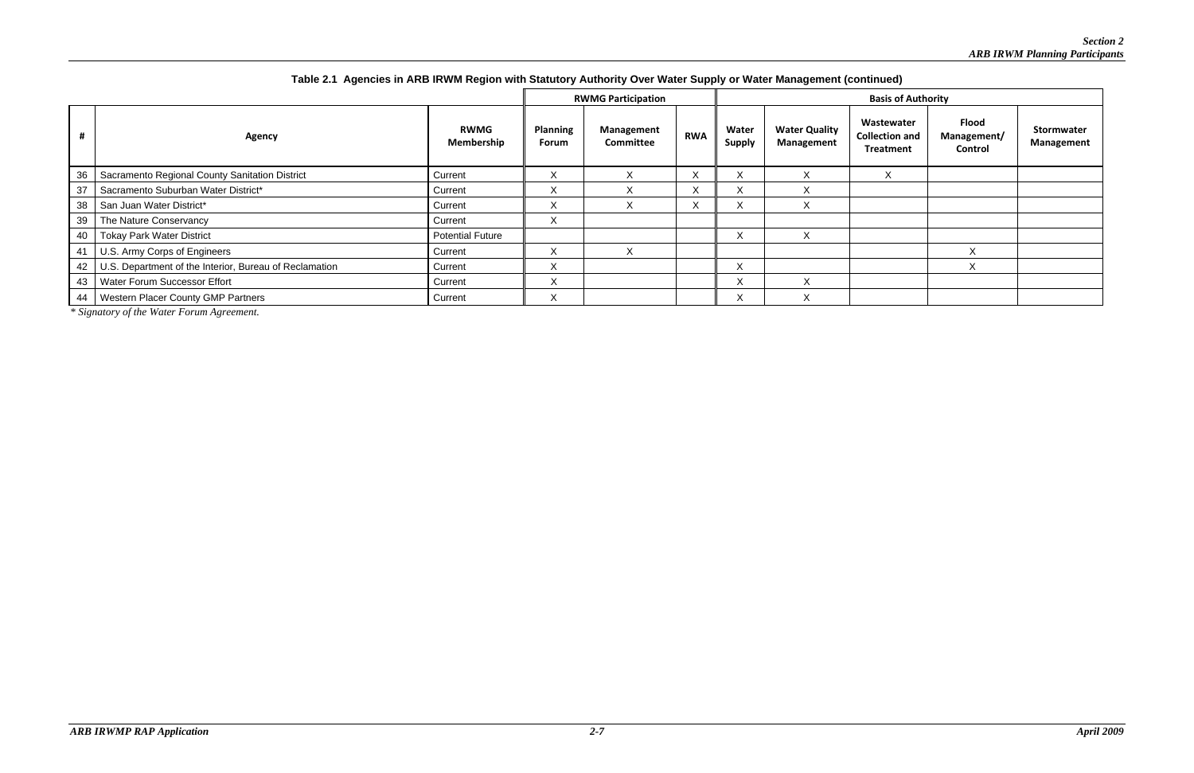**Table 2.1 Agencies in ARB IRWM Region with Statutory Authority Over Water Supply or Water Management (continued)**

| # | Agency | RWMG Membership | RWMG Participation | | | Basis of Authority | | | | |
|---|---|---|---|---|---|---|---|---|---|---|
| | | | Planning Forum | Management Committee | RWA | Water Supply | Water Quality Management | Wastewater Collection and Treatment | Flood Management/ Control | Stormwater Management |
| 36 | Sacramento Regional County Sanitation District | Current | X | X | X | X | X | X | | |
| 37 | Sacramento Suburban Water District* | Current | X | X | X | X | X | | | |
| 38 | San Juan Water District* | Current | X | X | X | X | X | | | |
| 39 | The Nature Conservancy | Current | X | | | | | | | |
| 40 | Tokay Park Water District | Potential Future | | | | X | X | | | |
| 41 | U.S. Army Corps of Engineers | Current | X | X | | | | | X | |
| 42 | U.S. Department of the Interior, Bureau of Reclamation | Current | X | | | X | | | X | |
| 43 | Water Forum Successor Effort | Current | X | | | X | X | | | |
| 44 | Western Placer County GMP Partners | Current | X | | | X | X | | | |

*\* Signatory of the Water Forum Agreement.*